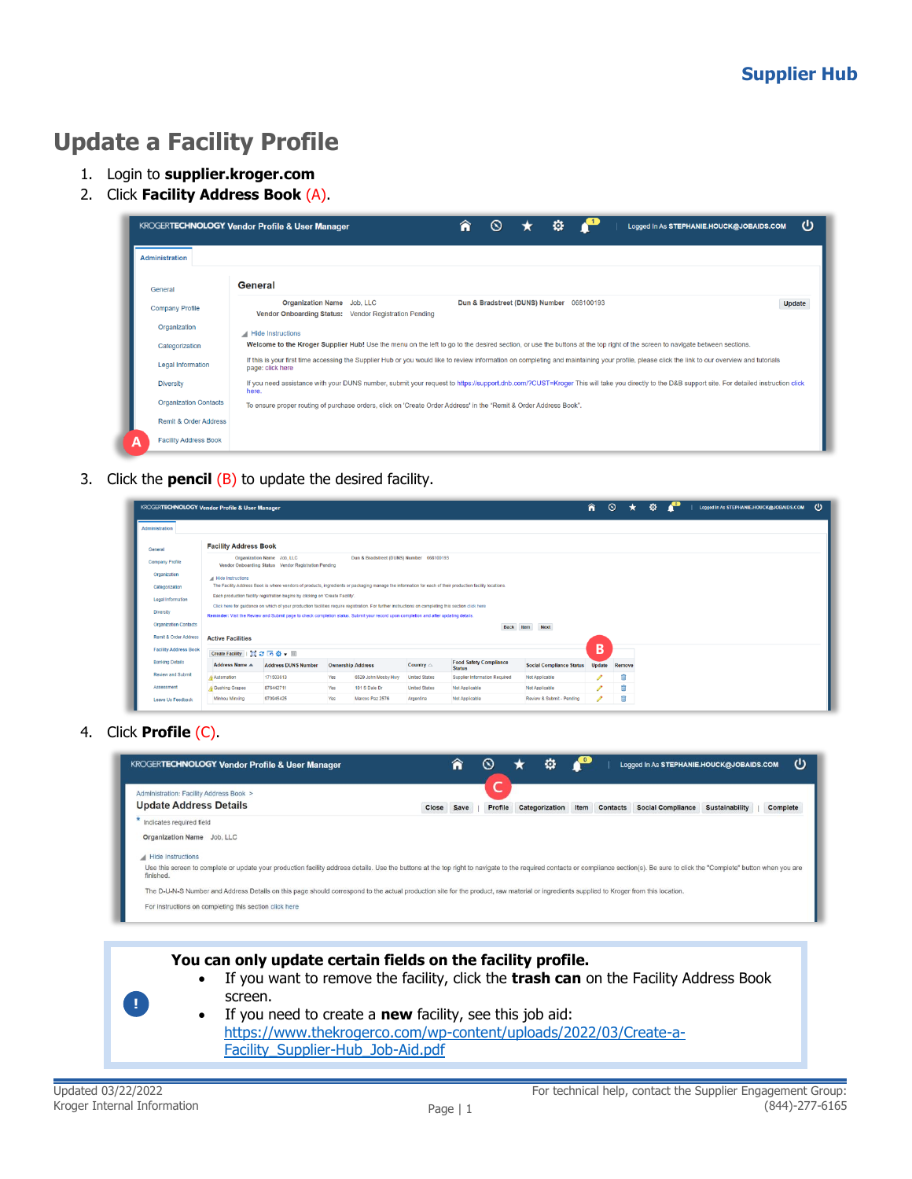# Update a Facility Profile

1. Login to **supplier.kroger.com**
2. Click **Facility Address Book** (A).
3. Click the **pencil** (B) to update the desired facility.
4. Click **Profile** (C).

> **You can only update certain fields on the facility profile.**
> - If you want to remove the facility, click the **trash can** on the Facility Address Book screen.
> - If you need to create a **new** facility, see this job aid: https://www.thekrogerco.com/wp-content/uploads/2022/03/Create-a-Facility_Supplier-Hub_Job-Aid.pdf

Updated 03/22/2022
Kroger Internal Information

For technical help, contact the Supplier Engagement Group: (844)-277-6165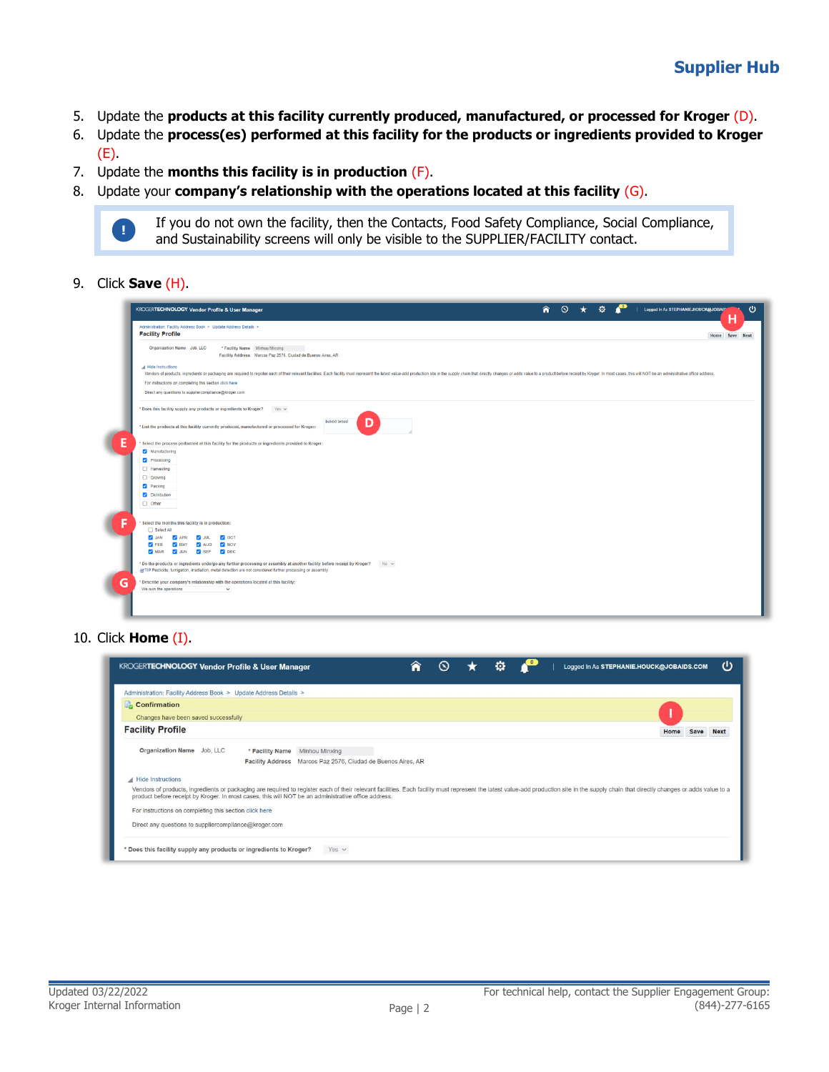5. Update the **products at this facility currently produced, manufactured, or processed for Kroger** (D).
6. Update the **process(es) performed at this facility for the products or ingredients provided to Kroger** (E).
7. Update the **months this facility is in production** (F).
8. Update your **company's relationship with the operations located at this facility** (G).

> If you do not own the facility, then the Contacts, Food Safety Compliance, Social Compliance, and Sustainability screens will only be visible to the SUPPLIER/FACILITY contact.

9. Click **Save** (H).

10. Click **Home** (I).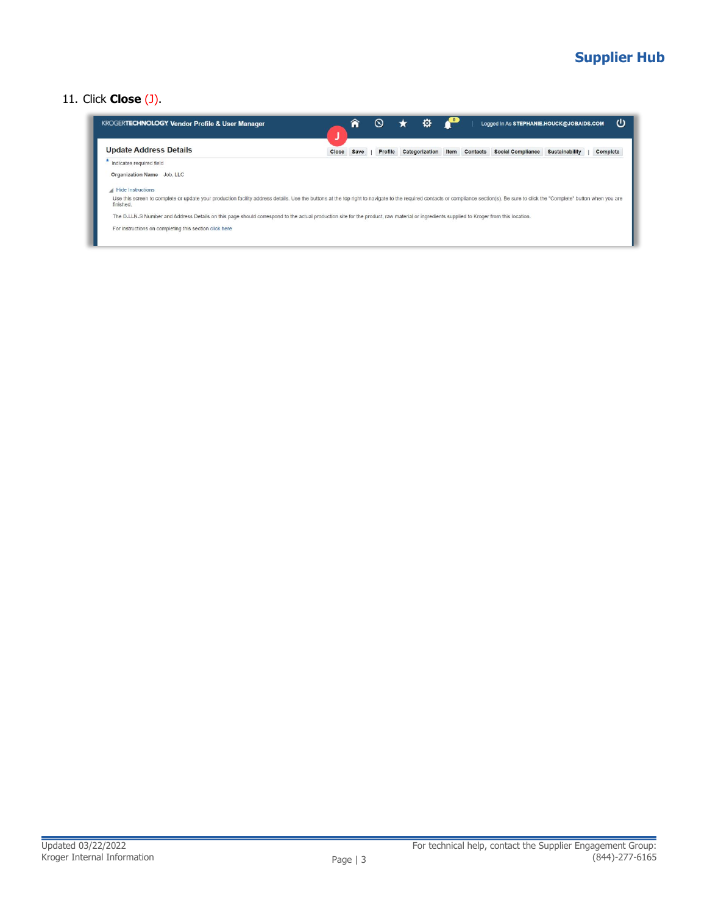11. Click **Close** (J).

KROGERTECHNOLOGY Vendor Profile & User Manager

Logged In As STEPHANIE.HOUCK@JOBAIDS.COM

J

Update Address Details

Close | Save | Profile | Categorization | Item | Contacts | Social Compliance | Sustainability | Complete

* Indicates required field

Organization Name Job, LLC

Hide Instructions

Use this screen to complete or update your production facility address details. Use the buttons at the top right to navigate to the required contacts or compliance section(s). Be sure to click the "Complete" button when you are finished.

The D-U-N-S Number and Address Details on this page should correspond to the actual production site for the product, raw material or ingredients supplied to Kroger from this location.

For instructions on completing this section click here

Updated 03/22/2022
Kroger Internal Information

For technical help, contact the Supplier Engagement Group: (844)-277-6165